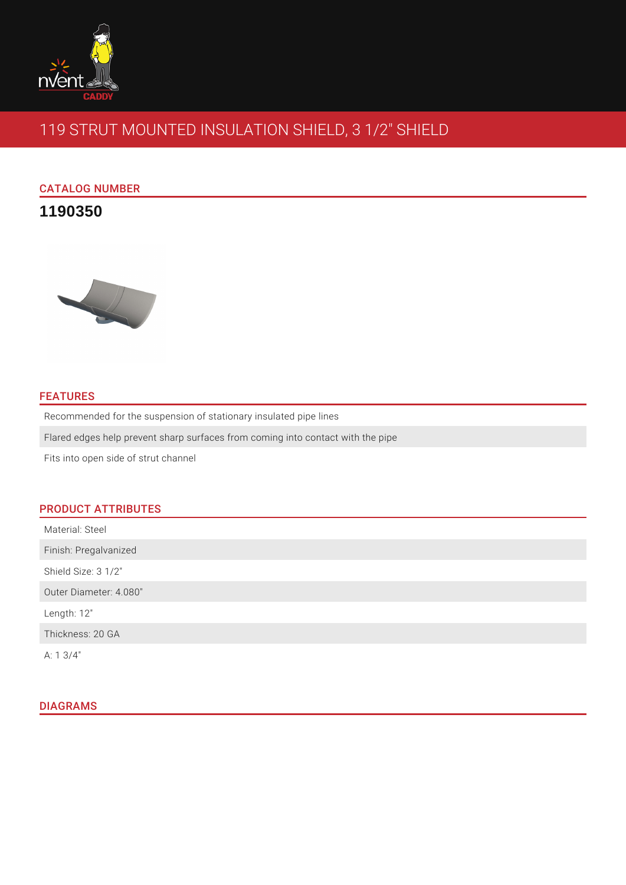# 119 STRUT MOUNTED INSULATION SHIELD, 3 1/2" SHIELD

## CATALOG NUMBER

**1190350**

## FEATURES

- Recommended for the suspension of stationary insulated pipe lines
- Flared edges help prevent sharp surfaces from coming into contact with the pipe
- Fits into open side of strut channel

## PRODUCT ATTRIBUTES

- Material: Steel
- Finish: Pregalvanized
- Shield Size: 3 1/2"
- Outer Diameter: 4.080"
- Length: 12"
- Thickness: 20 GA
- A: 1 3/4"

## DIAGRAMS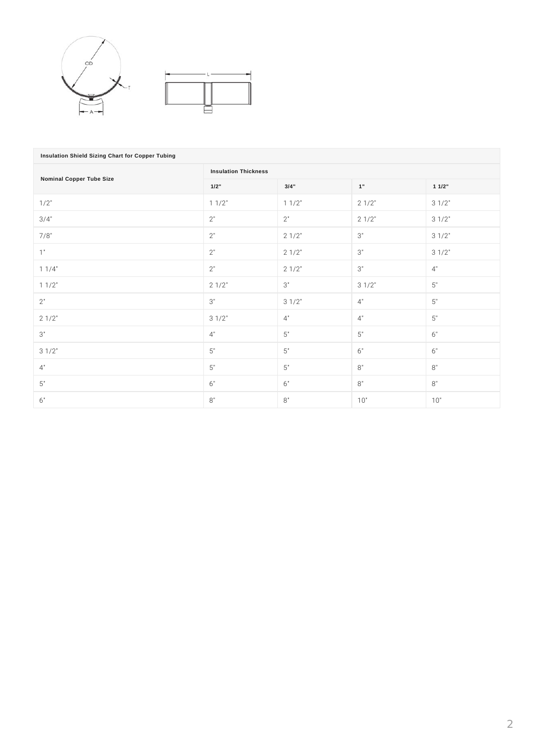| Insulation Shield Sizing Chart for Copper Tubing | | | | |
|---|---|---|---|---|
| **Nominal Copper Tube Size** | **Insulation Thickness** | | | |
| | **1/2"** | **3/4"** | **1"** | **1 1/2"** |
| 1/2" | 1 1/2" | 1 1/2" | 2 1/2" | 3 1/2" |
| 3/4" | 2" | 2" | 2 1/2" | 3 1/2" |
| 7/8" | 2" | 2 1/2" | 3" | 3 1/2" |
| 1" | 2" | 2 1/2" | 3" | 3 1/2" |
| 1 1/4" | 2" | 2 1/2" | 3" | 4" |
| 1 1/2" | 2 1/2" | 3" | 3 1/2" | 5" |
| 2" | 3" | 3 1/2" | 4" | 5" |
| 2 1/2" | 3 1/2" | 4" | 4" | 5" |
| 3" | 4" | 5" | 5" | 6" |
| 3 1/2" | 5" | 5" | 6" | 6" |
| 4" | 5" | 5" | 8" | 8" |
| 5" | 6" | 6" | 8" | 8" |
| 6" | 8" | 8" | 10" | 10" |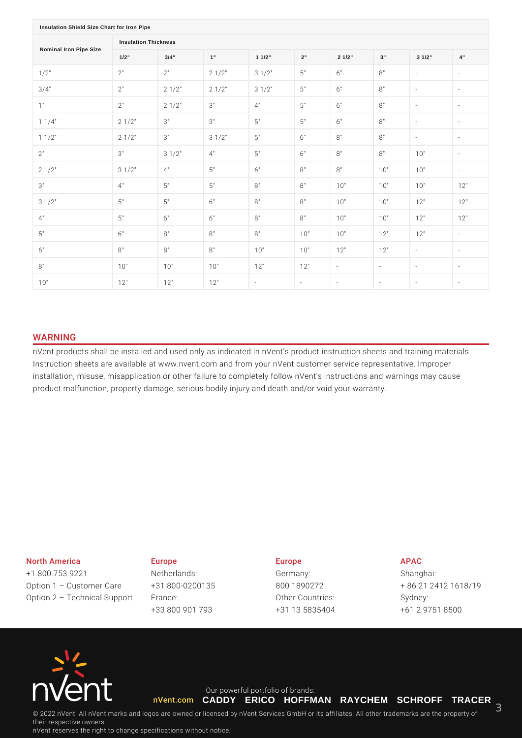| Insulation Shield Size Chart for Iron Pipe | | | | | | | | | |
|---|---|---|---|---|---|---|---|---|---|
| **Nominal Iron Pipe Size** | **Insulation Thickness** | | | | | | | | |
| | **1/2"** | **3/4"** | **1"** | **1 1/2"** | **2"** | **2 1/2"** | **3"** | **3 1/2"** | **4"** |
| 1/2" | 2" | 2" | 2 1/2" | 3 1/2" | 5" | 6" | 8" | - | - |
| 3/4" | 2" | 2 1/2" | 2 1/2" | 3 1/2" | 5" | 6" | 8" | - | - |
| 1" | 2" | 2 1/2" | 3" | 4" | 5" | 6" | 8" | - | - |
| 1 1/4" | 2 1/2" | 3" | 3" | 5" | 5" | 6" | 8" | - | - |
| 1 1/2" | 2 1/2" | 3" | 3 1/2" | 5" | 6" | 8" | 8" | - | - |
| 2" | 3" | 3 1/2" | 4" | 5" | 6" | 8" | 8" | 10" | - |
| 2 1/2" | 3 1/2" | 4" | 5" | 6" | 8" | 8" | 10" | 10" | - |
| 3" | 4" | 5" | 5" | 8" | 8" | 10" | 10" | 10" | 12" |
| 3 1/2" | 5" | 5" | 6" | 8" | 8" | 10" | 10" | 12" | 12" |
| 4" | 5" | 6" | 6" | 8" | 8" | 10" | 10" | 12" | 12" |
| 5" | 6" | 8" | 8" | 8" | 10" | 10" | 12" | 12" | - |
| 6" | 8" | 8" | 8" | 10" | 10" | 12" | 12" | - | - |
| 8" | 10" | 10" | 10" | 12" | 12" | - | - | - | - |
| 10" | 12" | 12" | 12" | - | - | - | - | - | - |

## WARNING

nVent products shall be installed and used only as indicated in nVent's product instruction sheets and training materials. Instruction sheets are available at www.nvent.com and from your nVent customer service representative. Improper installation, misuse, misapplication or other failure to completely follow nVent's instructions and warnings may cause product malfunction, property damage, serious bodily injury and death and/or void your warranty.

**North America**
+1.800.753.9221
Option 1 – Customer Care
Option 2 – Technical Support

**Europe**
Netherlands:
+31 800-0200135
France:
+33 800 901 793

**Europe**
Germany:
800 1890272
Other Countries:
+31 13 5835404

**APAC**
Shanghai:
+ 86 21 2412 1618/19
Sydney:
+61 2 9751 8500

Our powerful portfolio of brands:
nVent.com CADDY ERICO HOFFMAN RAYCHEM SCHROFF TRACER

© 2022 nVent. All nVent marks and logos are owned or licensed by nVent Services GmbH or its affiliates. All other trademarks are the property of their respective owners.
nVent reserves the right to change specifications without notice.